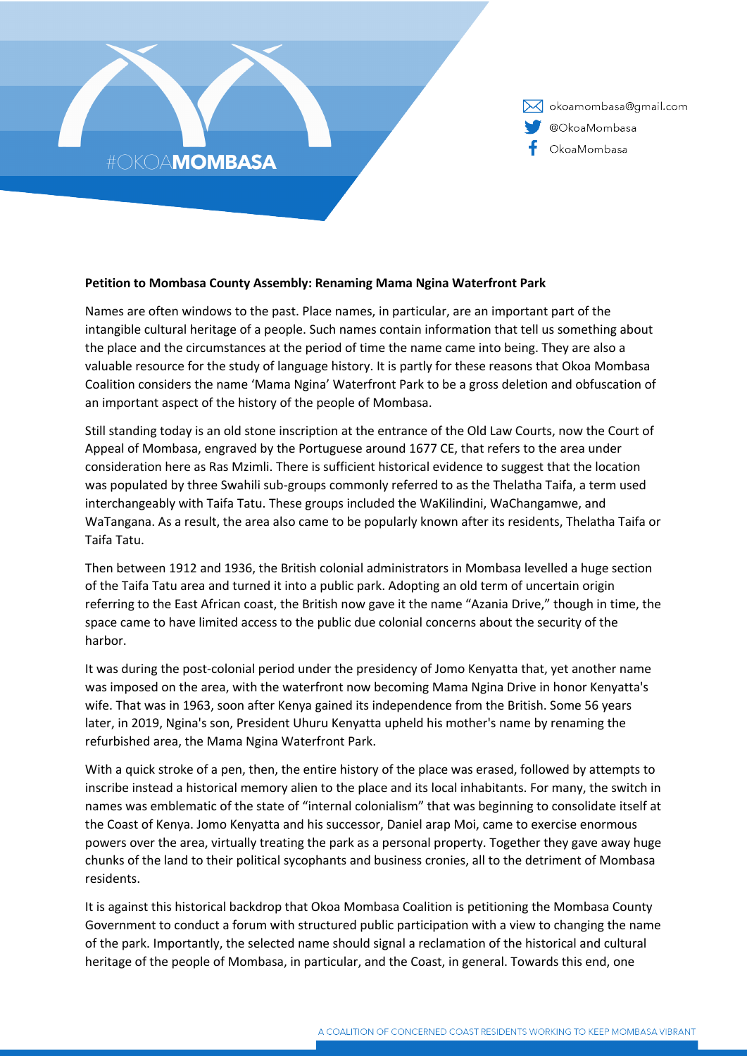#OKOAMOMBASA

okoamombasa@gmail.com
@OkoaMombasa
OkoaMombasa

**Petition to Mombasa County Assembly: Renaming Mama Ngina Waterfront Park**

Names are often windows to the past. Place names, in particular, are an important part of the intangible cultural heritage of a people. Such names contain information that tell us something about the place and the circumstances at the period of time the name came into being. They are also a valuable resource for the study of language history. It is partly for these reasons that Okoa Mombasa Coalition considers the name 'Mama Ngina' Waterfront Park to be a gross deletion and obfuscation of an important aspect of the history of the people of Mombasa.

Still standing today is an old stone inscription at the entrance of the Old Law Courts, now the Court of Appeal of Mombasa, engraved by the Portuguese around 1677 CE, that refers to the area under consideration here as Ras Mzimli. There is sufficient historical evidence to suggest that the location was populated by three Swahili sub-groups commonly referred to as the Thelatha Taifa, a term used interchangeably with Taifa Tatu. These groups included the WaKilindini, WaChangamwe, and WaTangana. As a result, the area also came to be popularly known after its residents, Thelatha Taifa or Taifa Tatu.

Then between 1912 and 1936, the British colonial administrators in Mombasa levelled a huge section of the Taifa Tatu area and turned it into a public park. Adopting an old term of uncertain origin referring to the East African coast, the British now gave it the name "Azania Drive," though in time, the space came to have limited access to the public due colonial concerns about the security of the harbor.

It was during the post-colonial period under the presidency of Jomo Kenyatta that, yet another name was imposed on the area, with the waterfront now becoming Mama Ngina Drive in honor Kenyatta's wife. That was in 1963, soon after Kenya gained its independence from the British. Some 56 years later, in 2019, Ngina's son, President Uhuru Kenyatta upheld his mother's name by renaming the refurbished area, the Mama Ngina Waterfront Park.

With a quick stroke of a pen, then, the entire history of the place was erased, followed by attempts to inscribe instead a historical memory alien to the place and its local inhabitants. For many, the switch in names was emblematic of the state of "internal colonialism" that was beginning to consolidate itself at the Coast of Kenya. Jomo Kenyatta and his successor, Daniel arap Moi, came to exercise enormous powers over the area, virtually treating the park as a personal property. Together they gave away huge chunks of the land to their political sycophants and business cronies, all to the detriment of Mombasa residents.

It is against this historical backdrop that Okoa Mombasa Coalition is petitioning the Mombasa County Government to conduct a forum with structured public participation with a view to changing the name of the park. Importantly, the selected name should signal a reclamation of the historical and cultural heritage of the people of Mombasa, in particular, and the Coast, in general. Towards this end, one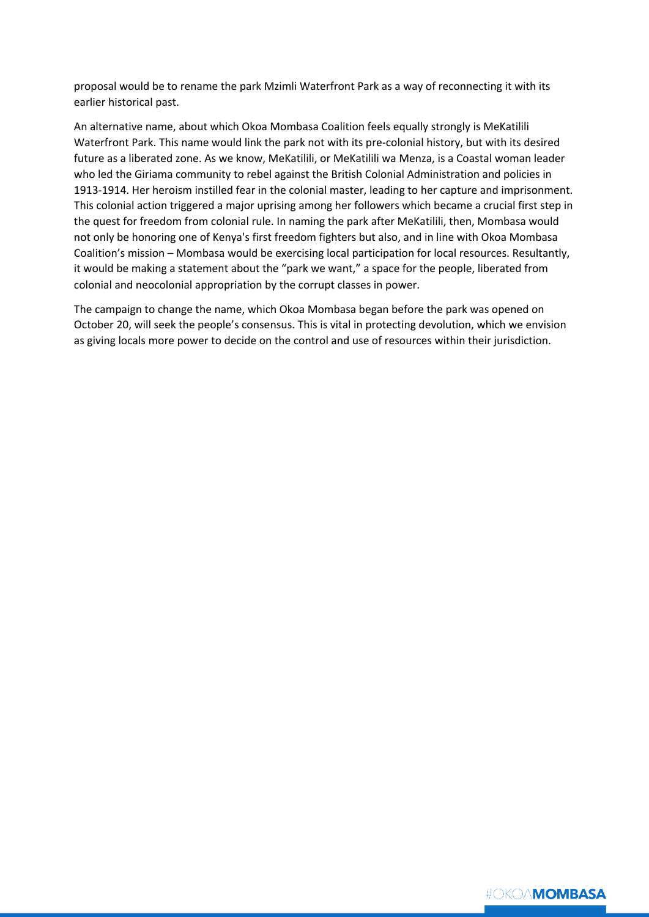proposal would be to rename the park Mzimli Waterfront Park as a way of reconnecting it with its earlier historical past.

An alternative name, about which Okoa Mombasa Coalition feels equally strongly is MeKatilili Waterfront Park. This name would link the park not with its pre-colonial history, but with its desired future as a liberated zone. As we know, MeKatilili, or MeKatilili wa Menza, is a Coastal woman leader who led the Giriama community to rebel against the British Colonial Administration and policies in 1913-1914. Her heroism instilled fear in the colonial master, leading to her capture and imprisonment. This colonial action triggered a major uprising among her followers which became a crucial first step in the quest for freedom from colonial rule. In naming the park after MeKatilili, then, Mombasa would not only be honoring one of Kenya's first freedom fighters but also, and in line with Okoa Mombasa Coalition's mission – Mombasa would be exercising local participation for local resources. Resultantly, it would be making a statement about the "park we want," a space for the people, liberated from colonial and neocolonial appropriation by the corrupt classes in power.

The campaign to change the name, which Okoa Mombasa began before the park was opened on October 20, will seek the people's consensus. This is vital in protecting devolution, which we envision as giving locals more power to decide on the control and use of resources within their jurisdiction.